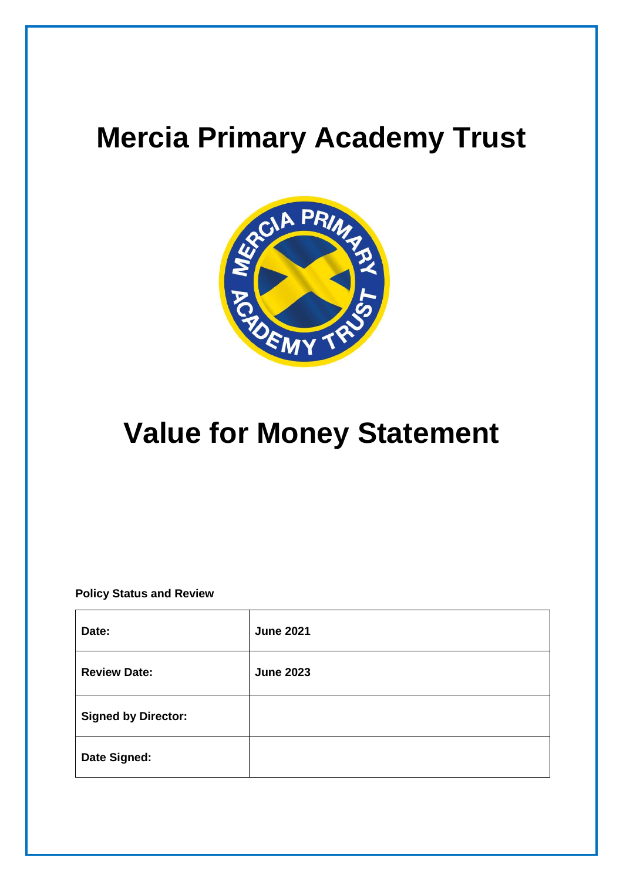# Mercia Primary Academy Trust

# Value for Money Statement

**Policy Status and Review**

| | |
|---|---|
| **Date:** | **June 2021** |
| **Review Date:** | **June 2023** |
| **Signed by Director:** | |
| **Date Signed:** | |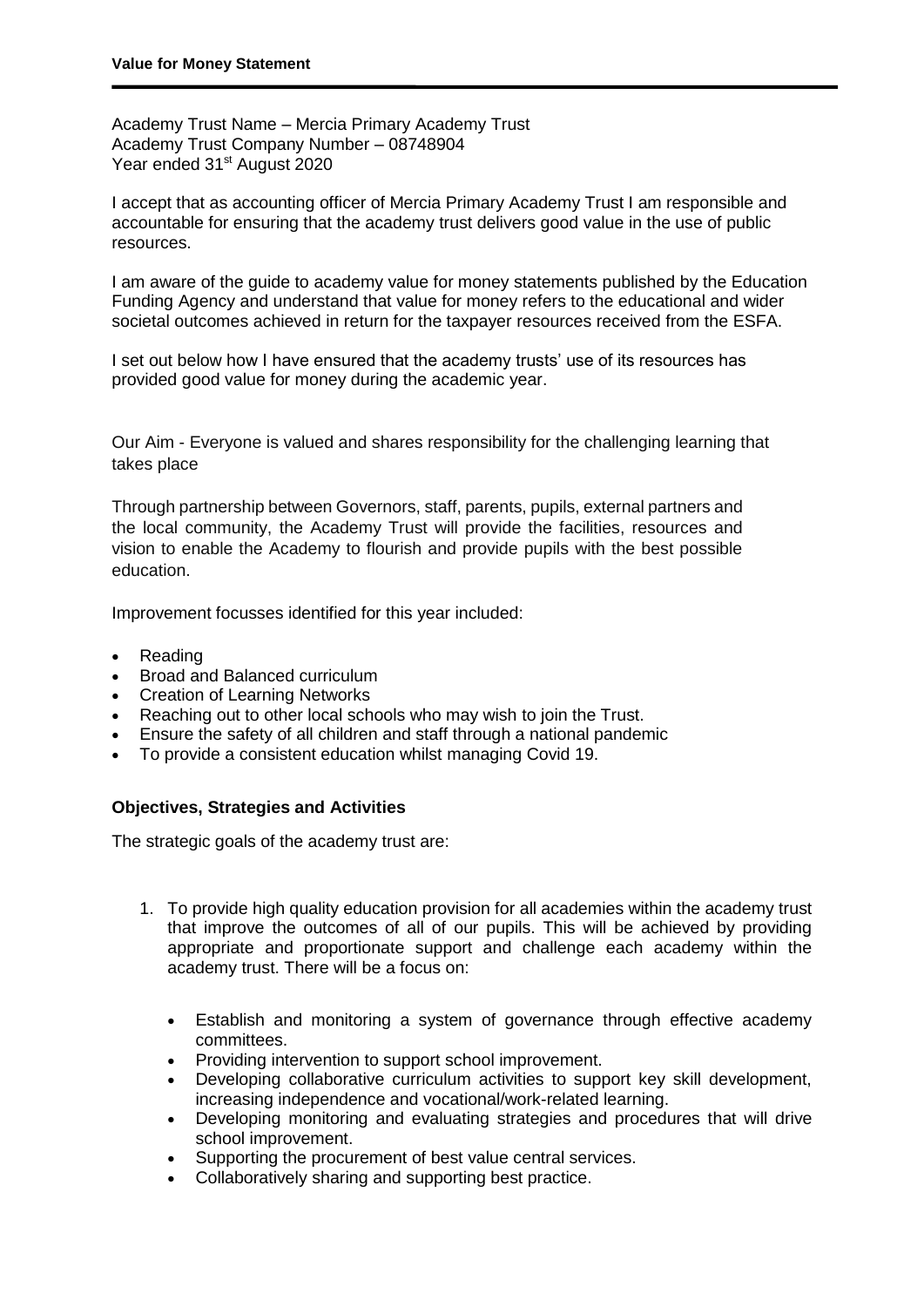**Value for Money Statement**

Academy Trust Name – Mercia Primary Academy Trust
Academy Trust Company Number – 08748904
Year ended 31st August 2020

I accept that as accounting officer of Mercia Primary Academy Trust I am responsible and accountable for ensuring that the academy trust delivers good value in the use of public resources.

I am aware of the guide to academy value for money statements published by the Education Funding Agency and understand that value for money refers to the educational and wider societal outcomes achieved in return for the taxpayer resources received from the ESFA.

I set out below how I have ensured that the academy trusts' use of its resources has provided good value for money during the academic year.

Our Aim - Everyone is valued and shares responsibility for the challenging learning that takes place

Through partnership between Governors, staff, parents, pupils, external partners and the local community, the Academy Trust will provide the facilities, resources and vision to enable the Academy to flourish and provide pupils with the best possible education.

Improvement focusses identified for this year included:

- Reading
- Broad and Balanced curriculum
- Creation of Learning Networks
- Reaching out to other local schools who may wish to join the Trust.
- Ensure the safety of all children and staff through a national pandemic
- To provide a consistent education whilst managing Covid 19.

**Objectives, Strategies and Activities**

The strategic goals of the academy trust are:

1. To provide high quality education provision for all academies within the academy trust that improve the outcomes of all of our pupils. This will be achieved by providing appropriate and proportionate support and challenge each academy within the academy trust. There will be a focus on:

   - Establish and monitoring a system of governance through effective academy committees.
   - Providing intervention to support school improvement.
   - Developing collaborative curriculum activities to support key skill development, increasing independence and vocational/work-related learning.
   - Developing monitoring and evaluating strategies and procedures that will drive school improvement.
   - Supporting the procurement of best value central services.
   - Collaboratively sharing and supporting best practice.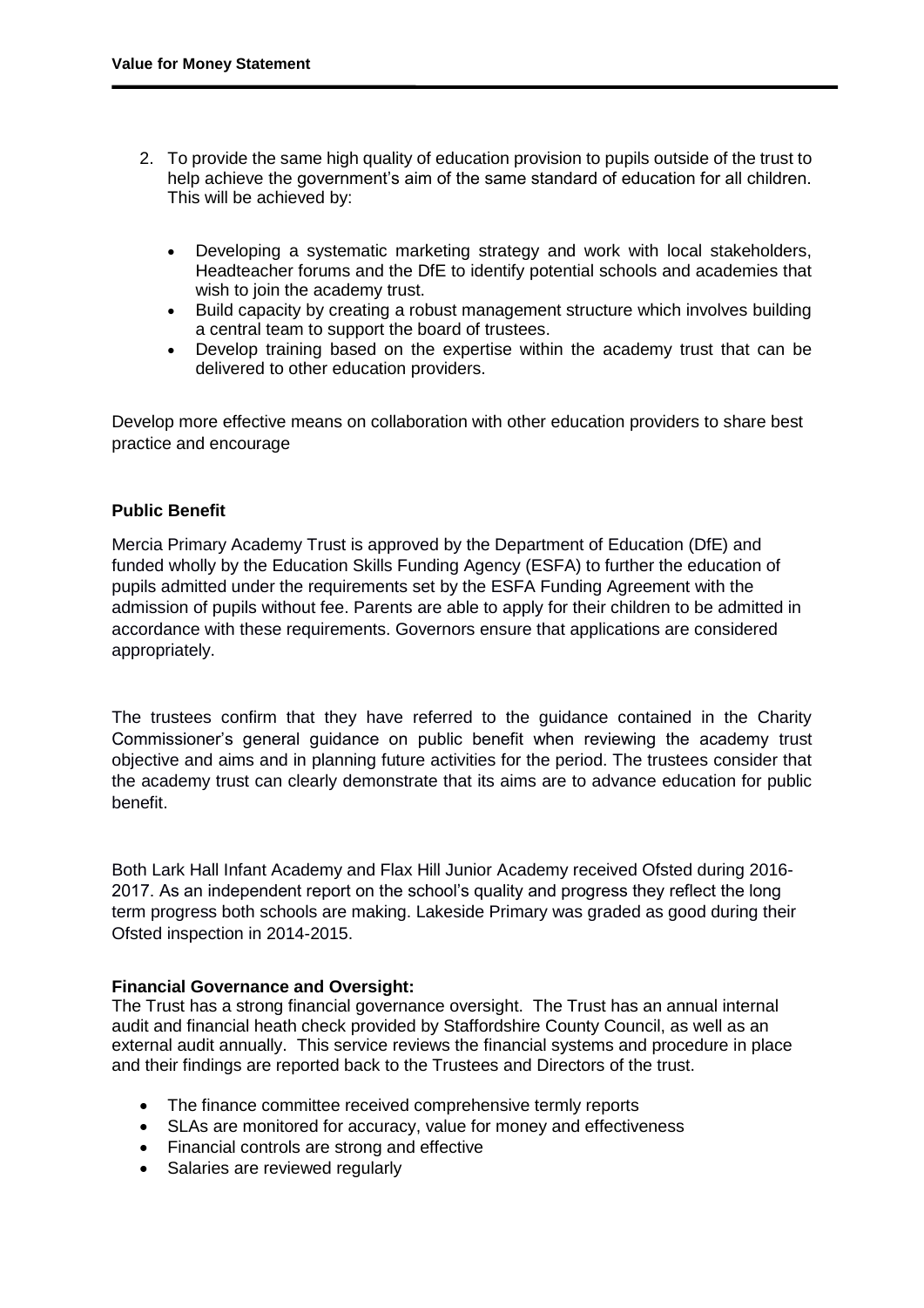2. To provide the same high quality of education provision to pupils outside of the trust to help achieve the government's aim of the same standard of education for all children. This will be achieved by:

    - Developing a systematic marketing strategy and work with local stakeholders, Headteacher forums and the DfE to identify potential schools and academies that wish to join the academy trust.
    - Build capacity by creating a robust management structure which involves building a central team to support the board of trustees.
    - Develop training based on the expertise within the academy trust that can be delivered to other education providers.

Develop more effective means on collaboration with other education providers to share best practice and encourage

**Public Benefit**

Mercia Primary Academy Trust is approved by the Department of Education (DfE) and funded wholly by the Education Skills Funding Agency (ESFA) to further the education of pupils admitted under the requirements set by the ESFA Funding Agreement with the admission of pupils without fee. Parents are able to apply for their children to be admitted in accordance with these requirements. Governors ensure that applications are considered appropriately.

The trustees confirm that they have referred to the guidance contained in the Charity Commissioner's general guidance on public benefit when reviewing the academy trust objective and aims and in planning future activities for the period. The trustees consider that the academy trust can clearly demonstrate that its aims are to advance education for public benefit.

Both Lark Hall Infant Academy and Flax Hill Junior Academy received Ofsted during 2016-2017. As an independent report on the school's quality and progress they reflect the long term progress both schools are making. Lakeside Primary was graded as good during their Ofsted inspection in 2014-2015.

**Financial Governance and Oversight:**

The Trust has a strong financial governance oversight. The Trust has an annual internal audit and financial heath check provided by Staffordshire County Council, as well as an external audit annually. This service reviews the financial systems and procedure in place and their findings are reported back to the Trustees and Directors of the trust.

- The finance committee received comprehensive termly reports
- SLAs are monitored for accuracy, value for money and effectiveness
- Financial controls are strong and effective
- Salaries are reviewed regularly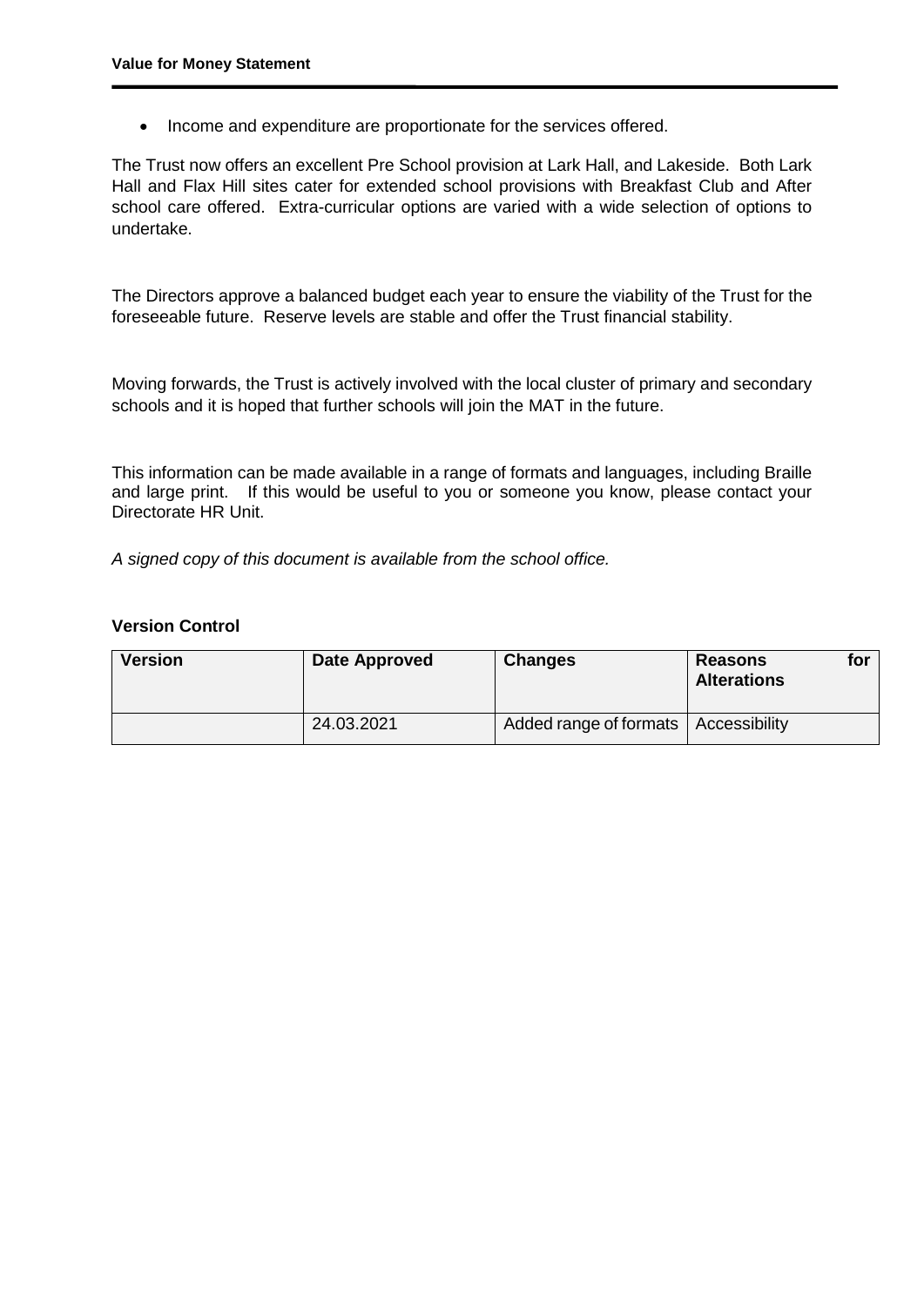- Income and expenditure are proportionate for the services offered.

The Trust now offers an excellent Pre School provision at Lark Hall, and Lakeside. Both Lark Hall and Flax Hill sites cater for extended school provisions with Breakfast Club and After school care offered. Extra-curricular options are varied with a wide selection of options to undertake.

The Directors approve a balanced budget each year to ensure the viability of the Trust for the foreseeable future. Reserve levels are stable and offer the Trust financial stability.

Moving forwards, the Trust is actively involved with the local cluster of primary and secondary schools and it is hoped that further schools will join the MAT in the future.

This information can be made available in a range of formats and languages, including Braille and large print. If this would be useful to you or someone you know, please contact your Directorate HR Unit.

*A signed copy of this document is available from the school office.*

**Version Control**

| Version | Date Approved | Changes | Reasons for Alterations |
| --- | --- | --- | --- |
| | 24.03.2021 | Added range of formats | Accessibility |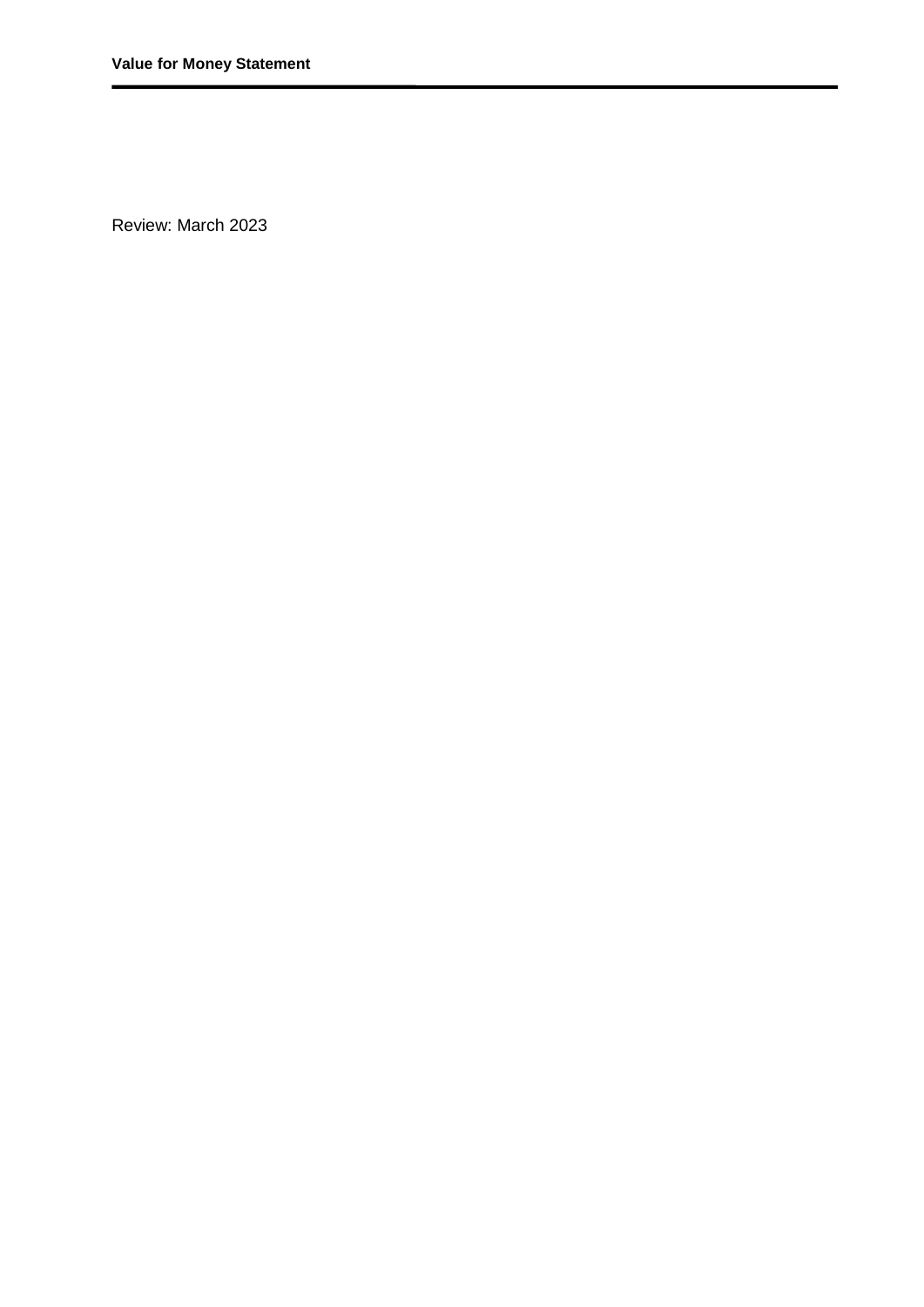Review: March 2023